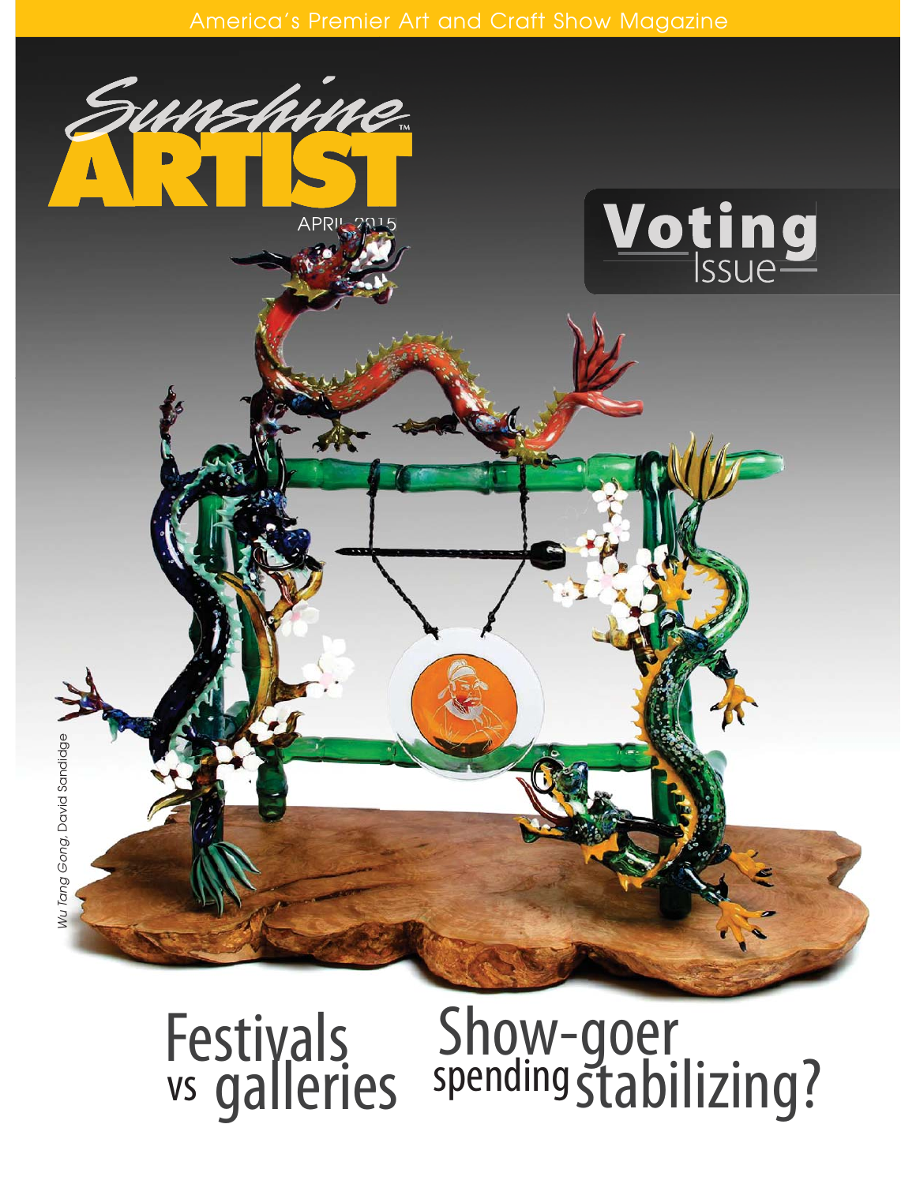America's Premier Art and Craft Show Magazine

# Sunshine ARTIST™

APRIL 2015

## Voting Issue

*Wu Tang Gong, David Sandidge*

## Festivals vs galleries

## Show-goer spending stabilizing?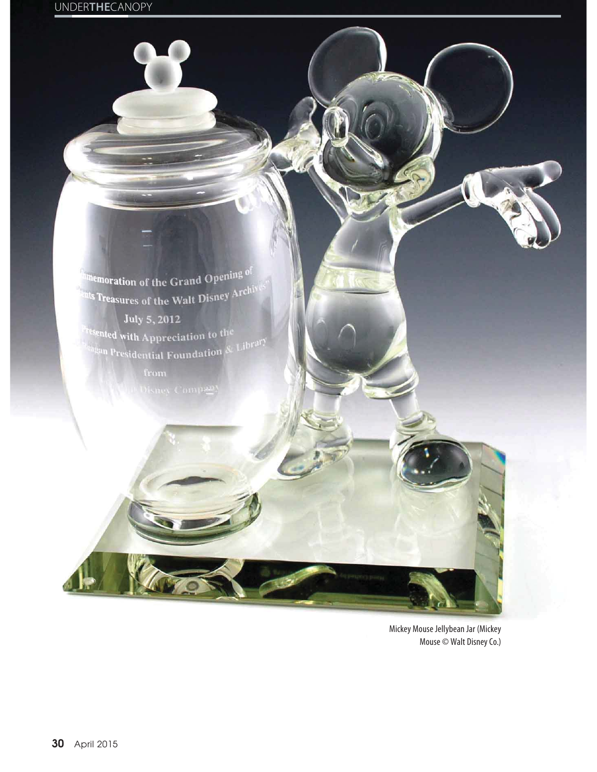Mickey Mouse Jellybean Jar (Mickey Mouse © Walt Disney Co.)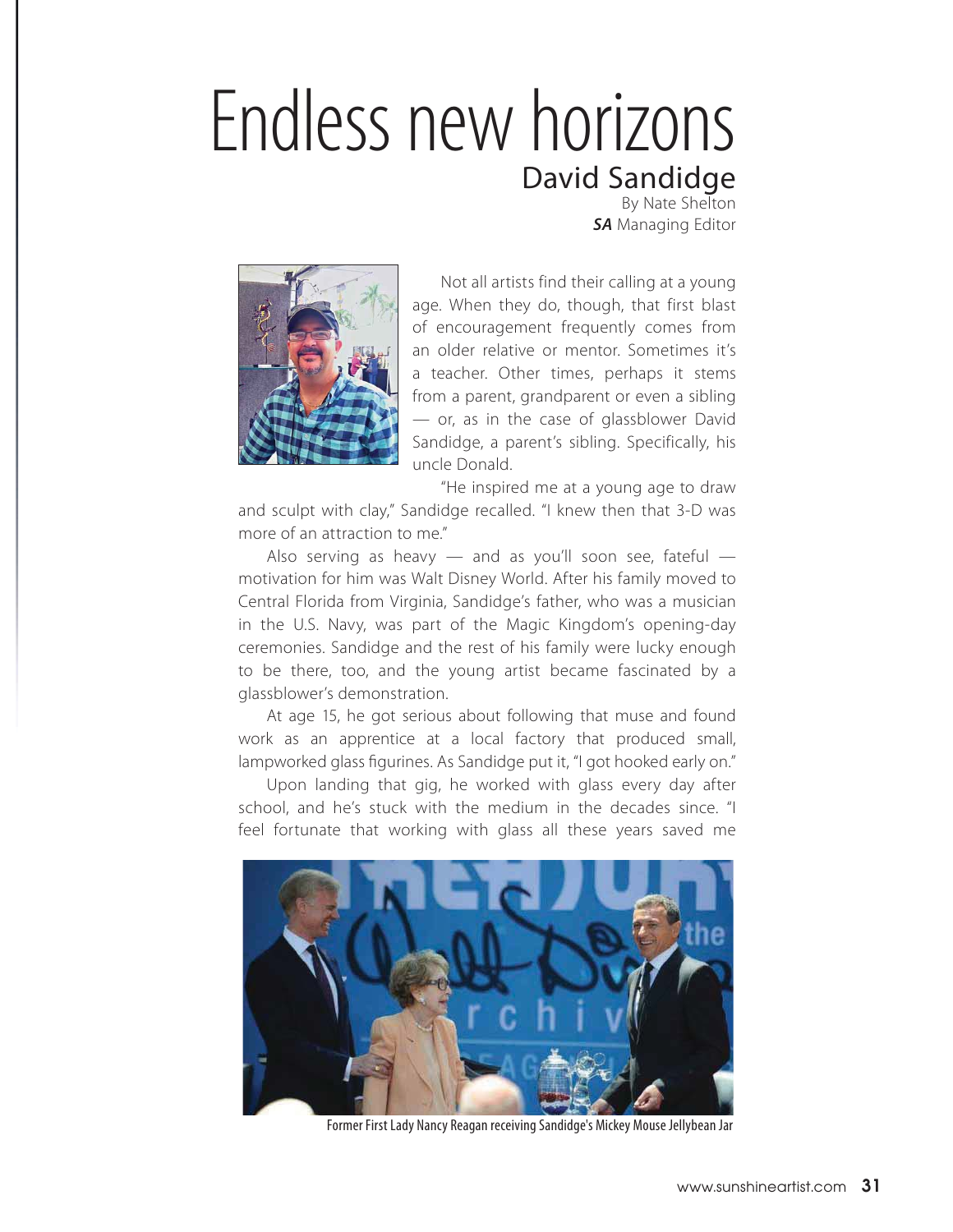# Endless new horizons

## David Sandidge

By Nate Shelton
***SA*** Managing Editor

Not all artists find their calling at a young age. When they do, though, that first blast of encouragement frequently comes from an older relative or mentor. Sometimes it's a teacher. Other times, perhaps it stems from a parent, grandparent or even a sibling — or, as in the case of glassblower David Sandidge, a parent's sibling. Specifically, his uncle Donald.

"He inspired me at a young age to draw and sculpt with clay," Sandidge recalled. "I knew then that 3-D was more of an attraction to me."

Also serving as heavy — and as you'll soon see, fateful — motivation for him was Walt Disney World. After his family moved to Central Florida from Virginia, Sandidge's father, who was a musician in the U.S. Navy, was part of the Magic Kingdom's opening-day ceremonies. Sandidge and the rest of his family were lucky enough to be there, too, and the young artist became fascinated by a glassblower's demonstration.

At age 15, he got serious about following that muse and found work as an apprentice at a local factory that produced small, lampworked glass figurines. As Sandidge put it, "I got hooked early on."

Upon landing that gig, he worked with glass every day after school, and he's stuck with the medium in the decades since. "I feel fortunate that working with glass all these years saved me

Former First Lady Nancy Reagan receiving Sandidge's Mickey Mouse Jellybean Jar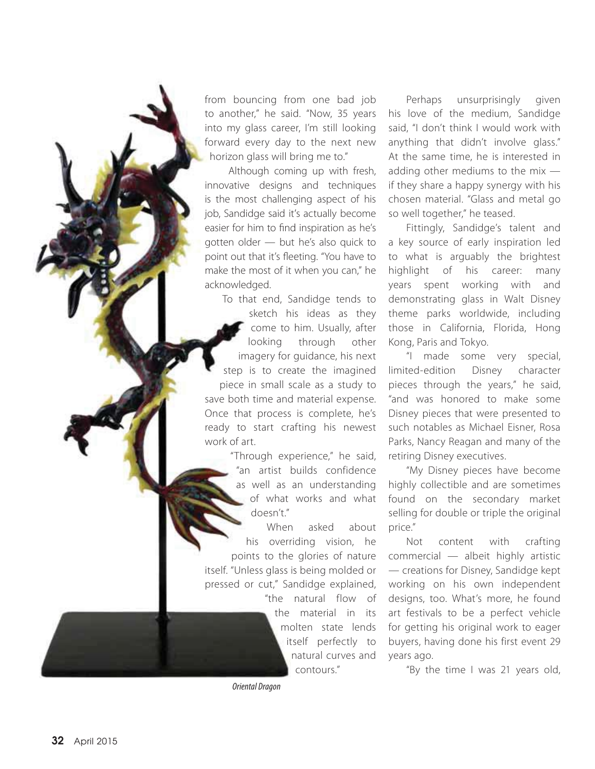from bouncing from one bad job to another," he said. "Now, 35 years into my glass career, I'm still looking forward every day to the next new horizon glass will bring me to."

Although coming up with fresh, innovative designs and techniques is the most challenging aspect of his job, Sandidge said it's actually become easier for him to find inspiration as he's gotten older — but he's also quick to point out that it's fleeting. "You have to make the most of it when you can," he acknowledged.

To that end, Sandidge tends to sketch his ideas as they come to him. Usually, after looking through other imagery for guidance, his next step is to create the imagined piece in small scale as a study to save both time and material expense. Once that process is complete, he's ready to start crafting his newest work of art.

"Through experience," he said, "an artist builds confidence as well as an understanding of what works and what doesn't."

When asked about his overriding vision, he points to the glories of nature itself. "Unless glass is being molded or pressed or cut," Sandidge explained, "the natural flow of the material in its molten state lends itself perfectly to natural curves and contours."

*Oriental Dragon*

Perhaps unsurprisingly given his love of the medium, Sandidge said, "I don't think I would work with anything that didn't involve glass." At the same time, he is interested in adding other mediums to the mix — if they share a happy synergy with his chosen material. "Glass and metal go so well together," he teased.

Fittingly, Sandidge's talent and a key source of early inspiration led to what is arguably the brightest highlight of his career: many years spent working with and demonstrating glass in Walt Disney theme parks worldwide, including those in California, Florida, Hong Kong, Paris and Tokyo.

"I made some very special, limited-edition Disney character pieces through the years," he said, "and was honored to make some Disney pieces that were presented to such notables as Michael Eisner, Rosa Parks, Nancy Reagan and many of the retiring Disney executives.

"My Disney pieces have become highly collectible and are sometimes found on the secondary market selling for double or triple the original price."

Not content with crafting commercial — albeit highly artistic — creations for Disney, Sandidge kept working on his own independent designs, too. What's more, he found art festivals to be a perfect vehicle for getting his original work to eager buyers, having done his first event 29 years ago.

"By the time I was 21 years old,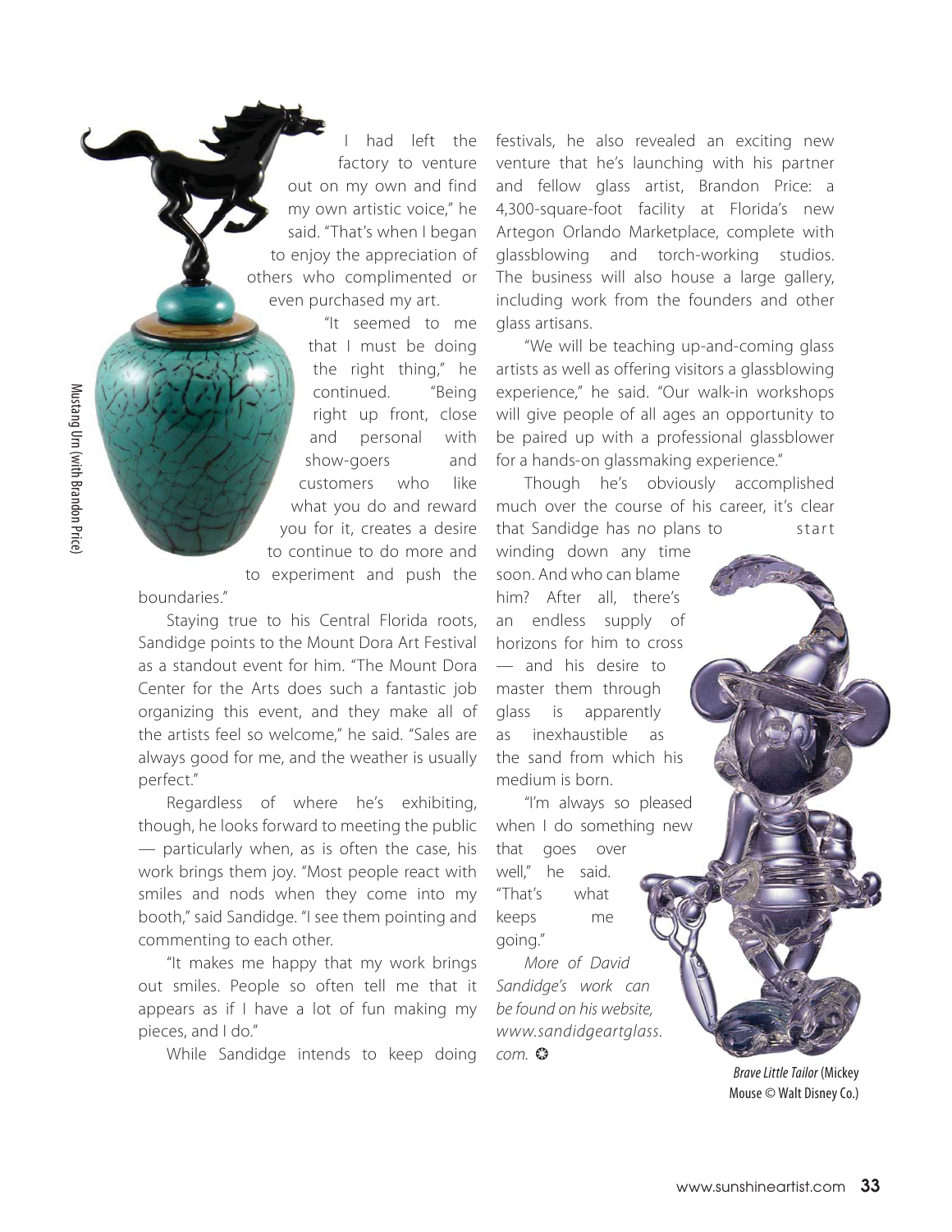I had left the factory to venture out on my own and find my own artistic voice," he said. "That's when I began to enjoy the appreciation of others who complimented or even purchased my art.

"It seemed to me that I must be doing the right thing," he continued. "Being right up front, close and personal with show-goers and customers who like what you do and reward you for it, creates a desire to continue to do more and to experiment and push the boundaries."

Mustang Urn (with Brandon Price)

Staying true to his Central Florida roots, Sandidge points to the Mount Dora Art Festival as a standout event for him. "The Mount Dora Center for the Arts does such a fantastic job organizing this event, and they make all of the artists feel so welcome," he said. "Sales are always good for me, and the weather is usually perfect."

Regardless of where he's exhibiting, though, he looks forward to meeting the public — particularly when, as is often the case, his work brings them joy. "Most people react with smiles and nods when they come into my booth," said Sandidge. "I see them pointing and commenting to each other.

"It makes me happy that my work brings out smiles. People so often tell me that it appears as if I have a lot of fun making my pieces, and I do."

While Sandidge intends to keep doing festivals, he also revealed an exciting new venture that he's launching with his partner and fellow glass artist, Brandon Price: a 4,300-square-foot facility at Florida's new Artegon Orlando Marketplace, complete with glassblowing and torch-working studios. The business will also house a large gallery, including work from the founders and other glass artisans.

"We will be teaching up-and-coming glass artists as well as offering visitors a glassblowing experience," he said. "Our walk-in workshops will give people of all ages an opportunity to be paired up with a professional glassblower for a hands-on glassmaking experience."

Though he's obviously accomplished much over the course of his career, it's clear that Sandidge has no plans to start winding down any time soon. And who can blame him? After all, there's an endless supply of horizons for him to cross — and his desire to master them through glass is apparently as inexhaustible as the sand from which his medium is born.

"I'm always so pleased when I do something new that goes over well," he said. "That's what keeps me going."

*More of David Sandidge's work can be found on his website, www.sandidgeartglass.com.* ❂

*Brave Little Tailor* (Mickey Mouse © Walt Disney Co.)